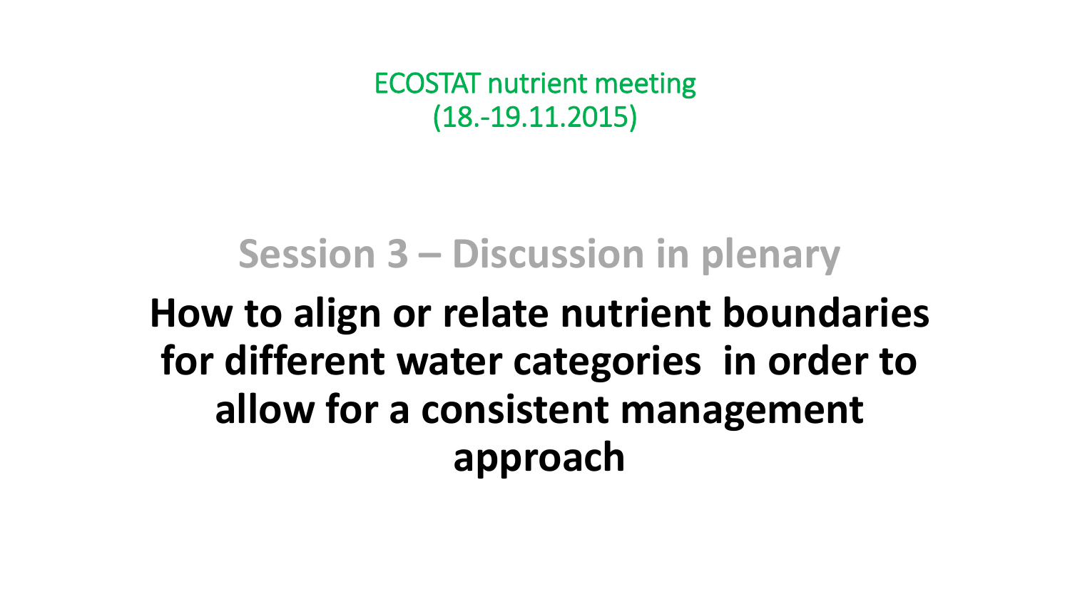ECOSTAT nutrient meeting
(18.-19.11.2015)

## Session 3 – Discussion in plenary

# How to align or relate nutrient boundaries for different water categories in order to allow for a consistent management approach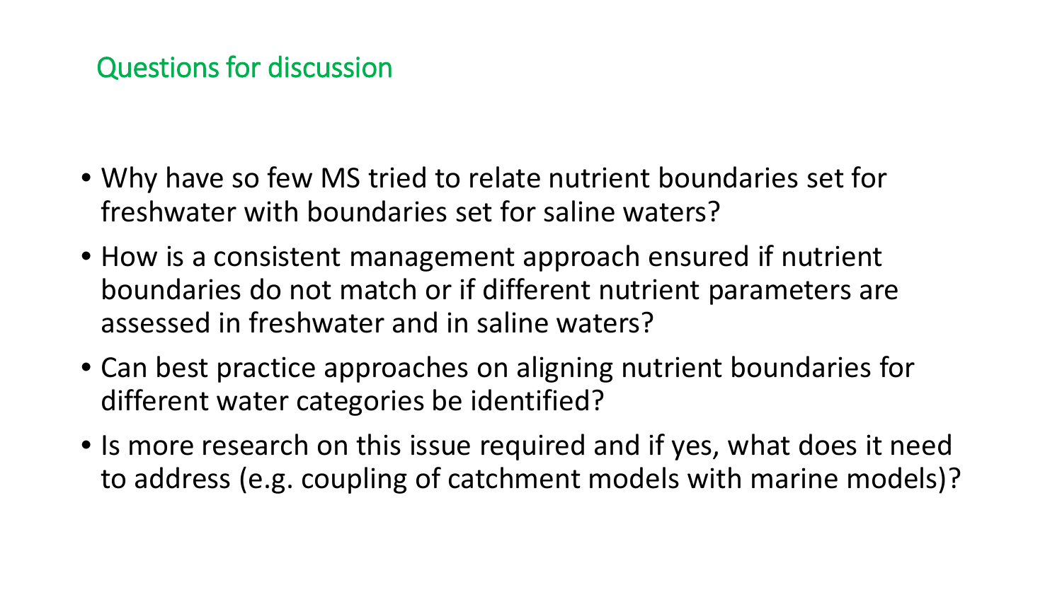## Questions for discussion

- Why have so few MS tried to relate nutrient boundaries set for freshwater with boundaries set for saline waters?
- How is a consistent management approach ensured if nutrient boundaries do not match or if different nutrient parameters are assessed in freshwater and in saline waters?
- Can best practice approaches on aligning nutrient boundaries for different water categories be identified?
- Is more research on this issue required and if yes, what does it need to address (e.g. coupling of catchment models with marine models)?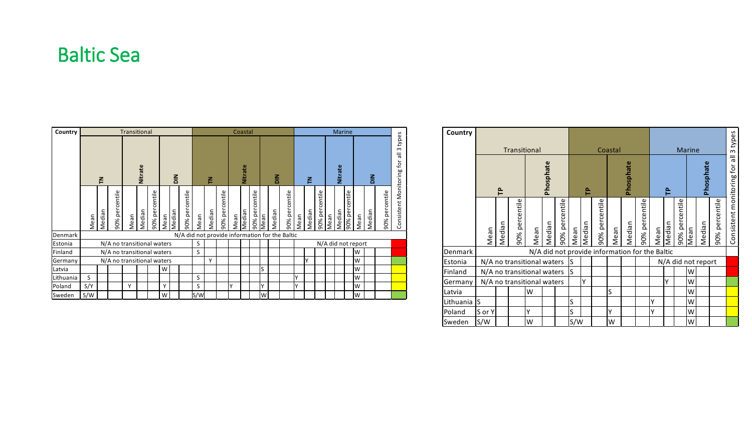# Baltic Sea

| Country | Transitional | | | | | | | | | Coastal | | | | | | | | | Marine | | | | | | | | | Consistent Monitoring for all 3 types |
|---|---|---|---|---|---|---|---|---|---|---|---|---|---|---|---|---|---|---|---|---|---|---|---|---|---|---|---|---|
| | TN | | | Nitrate | | | DIN | | | TN | | | Nitrate | | | DIN | | | TN | | | Nitrate | | | DIN | | | |
| | Mean | Median | 90% percentile | Mean | Median | 90% percentile | Mean | Median | 90% percentile | Mean | Median | 90% percentile | Mean | Median | 90% percentile | Mean | Median | 90% percentile | Mean | Median | 90% percentile | Mean | Median | 90% percentile | Mean | Median | 90% percentile | |
| Denmark | N/A did not provide information for the Baltic | | | | | | | | | | | | | | | | | | | | | | | | | | | |
| Estonia | N/A no transitional waters | | | | | | | | | S | | | | | | | | | N/A did not report | | | | | | | | | [red] |
| Finland | N/A no transitional waters | | | | | | | | | S | | | | | | | | | | | | | | | W | | | [red] |
| Germany | N/A no transitional waters | | | | | | | | | | Y | | | | | | | | | Y | | | | | W | | | [green] |
| Latvia | | | | | | | W | | | | | | | | | S | | | | | | | | | W | | | [yellow] |
| Lithuania | S | | | | | | | | | S | | | | | | | | | Y | | | | | | W | | | [yellow] |
| Poland | S/Y | | | Y | | | Y | | | S | | | Y | | | Y | | | Y | | | | | | W | | | [yellow] |
| Sweden | S/W | | | | | | W | | | S/W | | | | | | W | | | | | | | | | W | | | [green] |

| Country | Transitional | | | | | | Coastal | | | | | | Marine | | | | | | Consistent monitoring for all 3 types |
|---|---|---|---|---|---|---|---|---|---|---|---|---|---|---|---|---|---|---|---|
| | TP | | | Phosphate | | | TP | | | Phosphate | | | TP | | | Phosphate | | | |
| | Mean | Median | 90% percentile | Mean | Median | 90% percentile | Mean | Median | 90% percentile | Mean | Median | 90% percentile | Mean | Median | 90% percentile | Mean | Median | 90% percentile | |
| Denmark | N/A did not provide information for the Baltic | | | | | | | | | | | | | | | | | | |
| Estonia | N/A no transitional waters | | | | | | S | | | | | | N/A did not report | | | | | | [red] |
| Finland | N/A no transitional waters | | | | | | S | | | | | | | | | W | | | [red] |
| Germany | N/A no transitional waters | | | | | | | Y | | | | | | Y | | W | | | [green] |
| Latvia | | | | W | | | | | | S | | | | | | W | | | [yellow] |
| Lithuania | S | | | | | | S | | | | | | Y | | | W | | | [yellow] |
| Poland | S or Y | | | Y | | | S | | | Y | | | Y | | | W | | | [yellow] |
| Sweden | S/W | | | W | | | S/W | | | W | | | | | | W | | | [green] |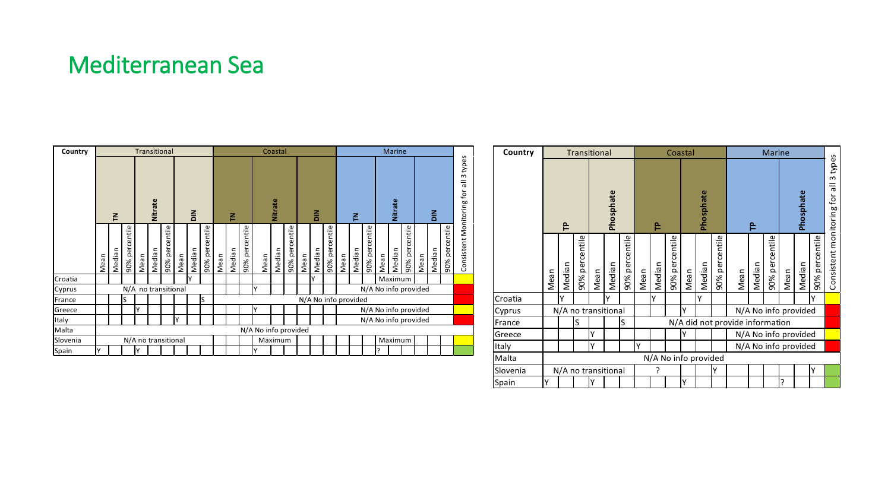# Mediterranean Sea

| Country | Transitional | | | | | | | | | Coastal | | | | | | | | | Marine | | | | | | | | | Consistent Monitoring for all 3 types |
|---|---|---|---|---|---|---|---|---|---|---|---|---|---|---|---|---|---|---|---|---|---|---|---|---|---|---|---|---|
| | TN | | | Nitrate | | | DIN | | | TN | | | Nitrate | | | DIN | | | TN | | | Nitrate | | | DIN | | | |
| | Mean | Median | 90% percentile | Mean | Median | 90% percentile | Mean | Median | 90% percentile | Mean | Median | 90% percentile | Mean | Median | 90% percentile | Mean | Median | 90% percentile | Mean | Median | 90% percentile | Mean | Median | 90% percentile | Mean | Median | 90% percentile | |
| Croatia | | | | | | | | Y | | | | | | | | | Y | | | | | Maximum | | | | | | |
| Cyprus | N/A no transitional | | | | | | | | | | | | Y | | | | | | N/A No info provided | | | | | | | | | |
| France | | | S | | | | | | S | N/A No info provided | | | | | | | | | | | | | | | | | | |
| Greece | | | | Y | | | | | | | | | Y | | | | | | N/A No info provided | | | | | | | | | |
| Italy | | | | | | | Y | | | | | | | | | | | | N/A No info provided | | | | | | | | | |
| Malta | N/A No info provided | | | | | | | | | | | | | | | | | | | | | | | | | | | |
| Slovenia | N/A no transitional | | | | | | | | | | | | Maximum | | | | | | | | | Maximum | | | | | | |
| Spain | Y | | | Y | | | | | | | | | Y | | | | | | | | | ? | | | | | | |

| Country | Transitional | | | | | | Coastal | | | | | | Marine | | | | | | Consistent monitoring for all 3 types |
|---|---|---|---|---|---|---|---|---|---|---|---|---|---|---|---|---|---|---|---|
| | TP | | | Phosphate | | | TP | | | Phosphate | | | TP | | | Phosphate | | | |
| | Mean | Median | 90% percentile | Mean | Median | 90% percentile | Mean | Median | 90% percentile | Mean | Median | 90% percentile | Mean | Median | 90% percentile | Mean | Median | 90% percentile | |
| Croatia | | Y | | | Y | | | Y | | | Y | | | | | | | Y | |
| Cyprus | N/A no transitional | | | | | | | | | Y | | | N/A No info provided | | | | | | |
| France | | | S | | | S | N/A did not provide information | | | | | | | | | | | | |
| Greece | | | | Y | | | | | | Y | | | N/A No info provided | | | | | | |
| Italy | | | | Y | | | Y | | | | | | N/A No info provided | | | | | | |
| Malta | N/A No info provided | | | | | | | | | | | | | | | | | | |
| Slovenia | N/A no transitional | | | | | | | ? | | | | Y | | | | | | Y | |
| Spain | Y | | | Y | | | | | | Y | | | | | | ? | | | |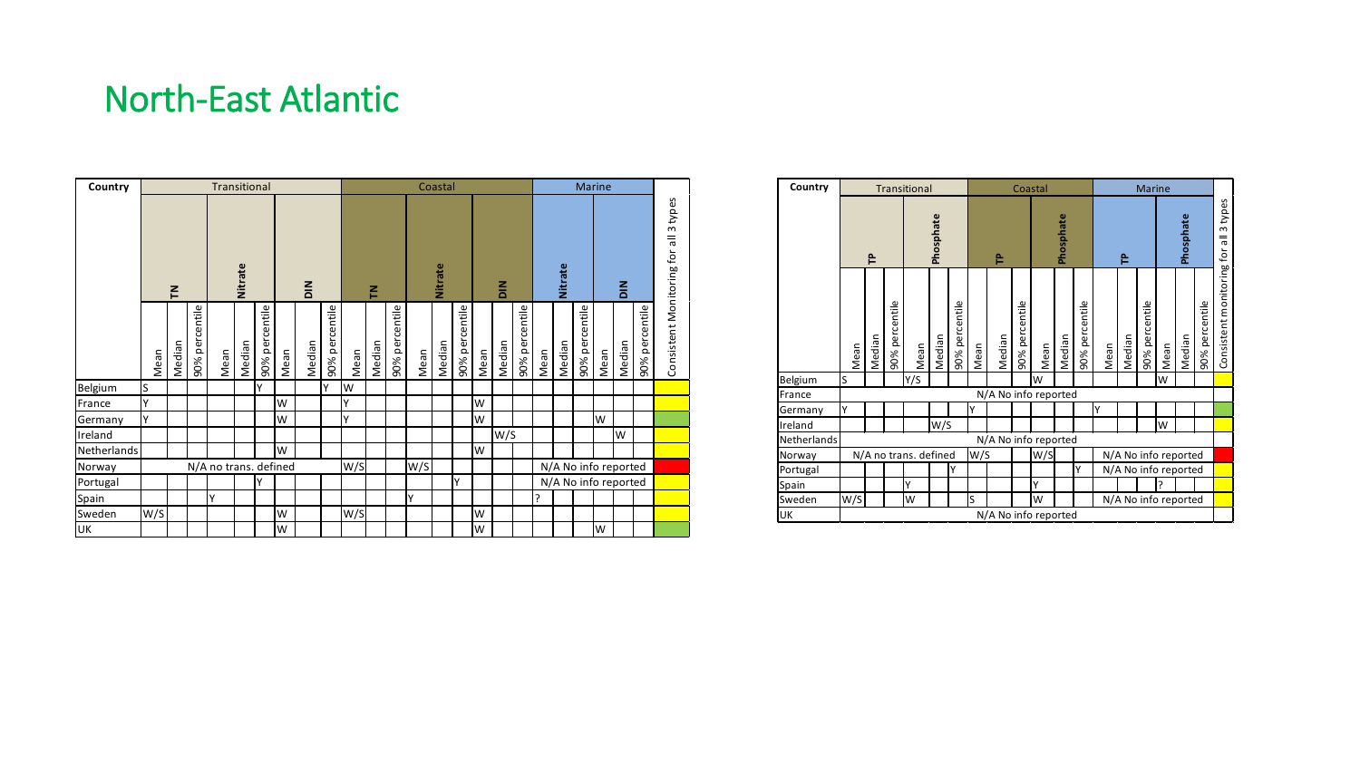# North-East Atlantic

| Country | Transitional | | | | | | | | | Coastal | | | | | | | | | Marine | | | | | | Consistent Monitoring for all 3 types |
|---|---|---|---|---|---|---|---|---|---|---|---|---|---|---|---|---|---|---|---|---|---|---|---|---|---|
| | TN | | | Nitrate | | | DIN | | | TN | | | Nitrate | | | DIN | | | Nitrate | | | DIN | | | |
| | Mean | Median | 90% percentile | Mean | Median | 90% percentile | Mean | Median | 90% percentile | Mean | Median | 90% percentile | Mean | Median | 90% percentile | Mean | Median | 90% percentile | Mean | Median | 90% percentile | Mean | Median | 90% percentile | |
| Belgium | S | | | | | Y | | | Y | W | | | | | | | | | | | | | | | |
| France | Y | | | | | | W | | | Y | | | | | | W | | | | | | | | | |
| Germany | Y | | | | | | W | | | Y | | | | | | W | | | | | | W | | | |
| Ireland | | | | | | | | | | | | | | | | | W/S | | | | | | W | | |
| Netherlands | | | | | | | W | | | | | | | | | W | | | | | | | | | |
| Norway | N/A no trans. defined | | | | | | | | | W/S | | | W/S | | | | | | N/A No info reported | | | | | | |
| Portugal | | | | | | Y | | | | | | | | | Y | | | | N/A No info reported | | | | | | |
| Spain | | | | Y | | | | | | | | | Y | | | | | | ? | | | | | | |
| Sweden | W/S | | | | | | W | | | W/S | | | | | | W | | | | | | | | | |
| UK | | | | | | | W | | | | | | | | | W | | | | | | W | | | |

| Country | Transitional | | | | | | Coastal | | | | | | Marine | | | | | | Consistent monitoring for all 3 types |
|---|---|---|---|---|---|---|---|---|---|---|---|---|---|---|---|---|---|---|---|
| | TP | | | Phosphate | | | TP | | | Phosphate | | | TP | | | Phosphate | | | |
| | Mean | Median | 90% percentile | Mean | Median | 90% percentile | Mean | Median | 90% percentile | Mean | Median | 90% percentile | Mean | Median | 90% percentile | Mean | Median | 90% percentile | |
| Belgium | S | | | Y/S | | | | | | W | | | | | | W | | | |
| France | N/A No info reported | | | | | | | | | | | | | | | | | | |
| Germany | Y | | | | | | Y | | | | | | Y | | | | | | |
| Ireland | | | | | W/S | | | | | | | | | | | W | | | |
| Netherlands | N/A No info reported | | | | | | | | | | | | | | | | | | |
| Norway | N/A no trans. defined | | | | | | W/S | | | W/S | | | N/A No info reported | | | | | | |
| Portugal | | | | | | Y | | | | | | Y | N/A No info reported | | | | | | |
| Spain | | | | Y | | | | | | Y | | | | | ? | | | | |
| Sweden | W/S | | | W | | | S | | | W | | | N/A No info reported | | | | | | |
| UK | N/A No info reported | | | | | | | | | | | | | | | | | | |